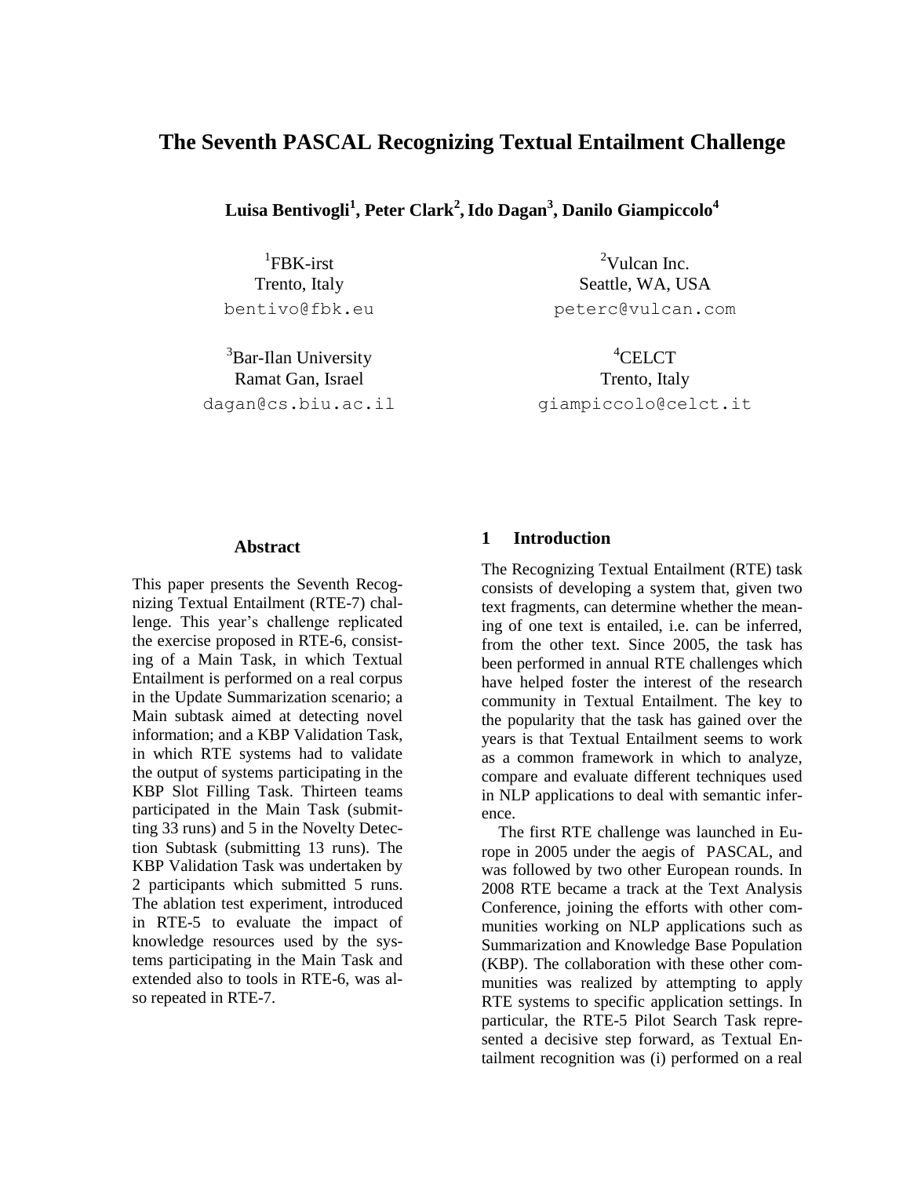# The Seventh PASCAL Recognizing Textual Entailment Challenge

**Luisa Bentivogli[1], Peter Clark[2], Ido Dagan[3], Danilo Giampiccolo[4]**

[1]FBK-irst
Trento, Italy
bentivo@fbk.eu

[2]Vulcan Inc.
Seattle, WA, USA
peterc@vulcan.com

[3]Bar-Ilan University
Ramat Gan, Israel
dagan@cs.biu.ac.il

[4]CELCT
Trento, Italy
giampiccolo@celct.it

## Abstract

This paper presents the Seventh Recognizing Textual Entailment (RTE-7) challenge. This year's challenge replicated the exercise proposed in RTE-6, consisting of a Main Task, in which Textual Entailment is performed on a real corpus in the Update Summarization scenario; a Main subtask aimed at detecting novel information; and a KBP Validation Task, in which RTE systems had to validate the output of systems participating in the KBP Slot Filling Task. Thirteen teams participated in the Main Task (submitting 33 runs) and 5 in the Novelty Detection Subtask (submitting 13 runs). The KBP Validation Task was undertaken by 2 participants which submitted 5 runs. The ablation test experiment, introduced in RTE-5 to evaluate the impact of knowledge resources used by the systems participating in the Main Task and extended also to tools in RTE-6, was also repeated in RTE-7.

## 1 Introduction

The Recognizing Textual Entailment (RTE) task consists of developing a system that, given two text fragments, can determine whether the meaning of one text is entailed, i.e. can be inferred, from the other text. Since 2005, the task has been performed in annual RTE challenges which have helped foster the interest of the research community in Textual Entailment. The key to the popularity that the task has gained over the years is that Textual Entailment seems to work as a common framework in which to analyze, compare and evaluate different techniques used in NLP applications to deal with semantic inference.

The first RTE challenge was launched in Europe in 2005 under the aegis of PASCAL, and was followed by two other European rounds. In 2008 RTE became a track at the Text Analysis Conference, joining the efforts with other communities working on NLP applications such as Summarization and Knowledge Base Population (KBP). The collaboration with these other communities was realized by attempting to apply RTE systems to specific application settings. In particular, the RTE-5 Pilot Search Task represented a decisive step forward, as Textual Entailment recognition was (i) performed on a real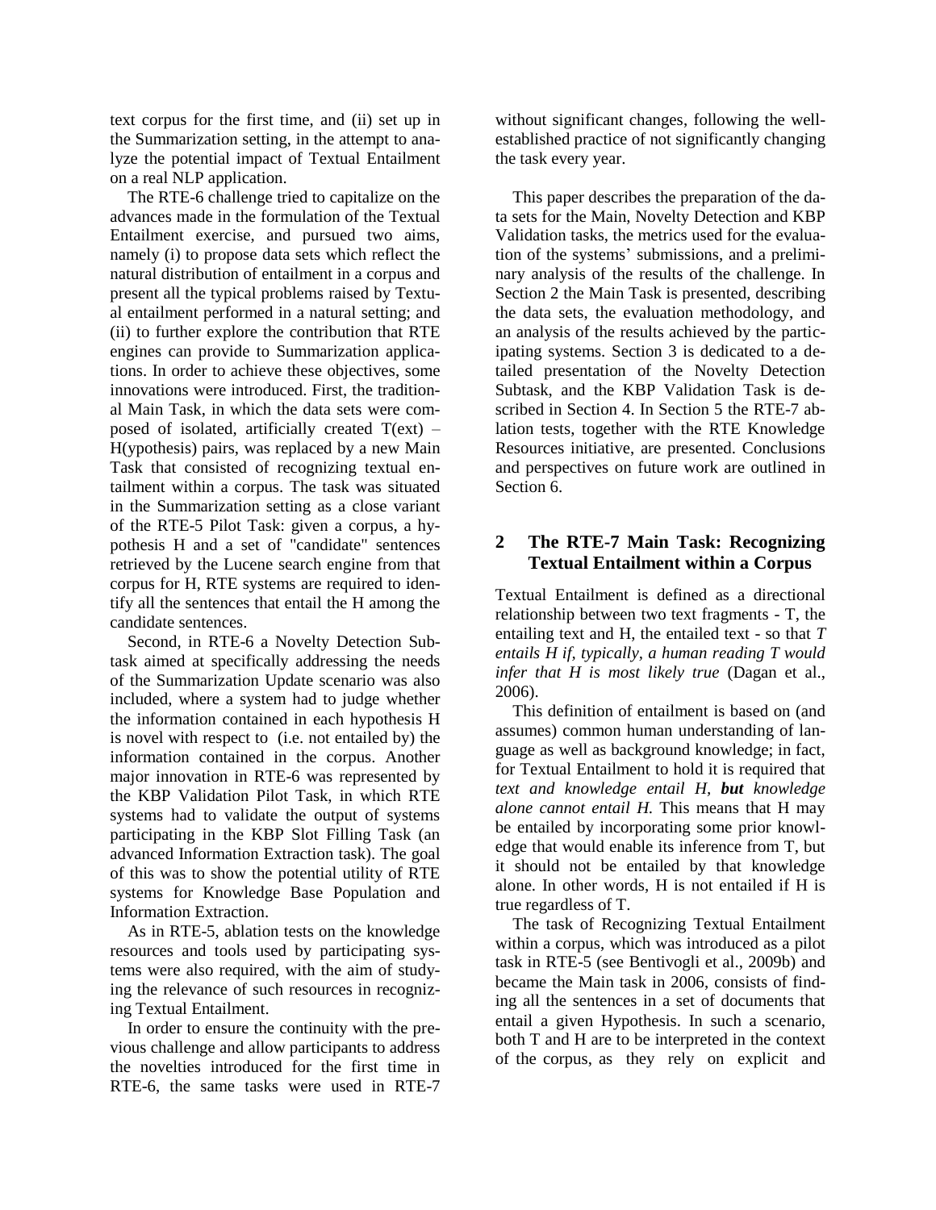text corpus for the first time, and (ii) set up in the Summarization setting, in the attempt to analyze the potential impact of Textual Entailment on a real NLP application.

The RTE-6 challenge tried to capitalize on the advances made in the formulation of the Textual Entailment exercise, and pursued two aims, namely (i) to propose data sets which reflect the natural distribution of entailment in a corpus and present all the typical problems raised by Textual entailment performed in a natural setting; and (ii) to further explore the contribution that RTE engines can provide to Summarization applications. In order to achieve these objectives, some innovations were introduced. First, the traditional Main Task, in which the data sets were composed of isolated, artificially created T(ext) – H(ypothesis) pairs, was replaced by a new Main Task that consisted of recognizing textual entailment within a corpus. The task was situated in the Summarization setting as a close variant of the RTE-5 Pilot Task: given a corpus, a hypothesis H and a set of "candidate" sentences retrieved by the Lucene search engine from that corpus for H, RTE systems are required to identify all the sentences that entail the H among the candidate sentences.

Second, in RTE-6 a Novelty Detection Subtask aimed at specifically addressing the needs of the Summarization Update scenario was also included, where a system had to judge whether the information contained in each hypothesis H is novel with respect to (i.e. not entailed by) the information contained in the corpus. Another major innovation in RTE-6 was represented by the KBP Validation Pilot Task, in which RTE systems had to validate the output of systems participating in the KBP Slot Filling Task (an advanced Information Extraction task). The goal of this was to show the potential utility of RTE systems for Knowledge Base Population and Information Extraction.

As in RTE-5, ablation tests on the knowledge resources and tools used by participating systems were also required, with the aim of studying the relevance of such resources in recognizing Textual Entailment.

In order to ensure the continuity with the previous challenge and allow participants to address the novelties introduced for the first time in RTE-6, the same tasks were used in RTE-7 without significant changes, following the well-established practice of not significantly changing the task every year.

This paper describes the preparation of the data sets for the Main, Novelty Detection and KBP Validation tasks, the metrics used for the evaluation of the systems' submissions, and a preliminary analysis of the results of the challenge. In Section 2 the Main Task is presented, describing the data sets, the evaluation methodology, and an analysis of the results achieved by the participating systems. Section 3 is dedicated to a detailed presentation of the Novelty Detection Subtask, and the KBP Validation Task is described in Section 4. In Section 5 the RTE-7 ablation tests, together with the RTE Knowledge Resources initiative, are presented. Conclusions and perspectives on future work are outlined in Section 6.

## 2 The RTE-7 Main Task: Recognizing Textual Entailment within a Corpus

Textual Entailment is defined as a directional relationship between two text fragments - T, the entailing text and H, the entailed text - so that *T entails H if, typically, a human reading T would infer that H is most likely true* (Dagan et al., 2006).

This definition of entailment is based on (and assumes) common human understanding of language as well as background knowledge; in fact, for Textual Entailment to hold it is required that *text and knowledge entail H,* ***but*** *knowledge alone cannot entail H.* This means that H may be entailed by incorporating some prior knowledge that would enable its inference from T, but it should not be entailed by that knowledge alone. In other words, H is not entailed if H is true regardless of T.

The task of Recognizing Textual Entailment within a corpus, which was introduced as a pilot task in RTE-5 (see Bentivogli et al., 2009b) and became the Main task in 2006, consists of finding all the sentences in a set of documents that entail a given Hypothesis. In such a scenario, both T and H are to be interpreted in the context of the corpus, as they rely on explicit and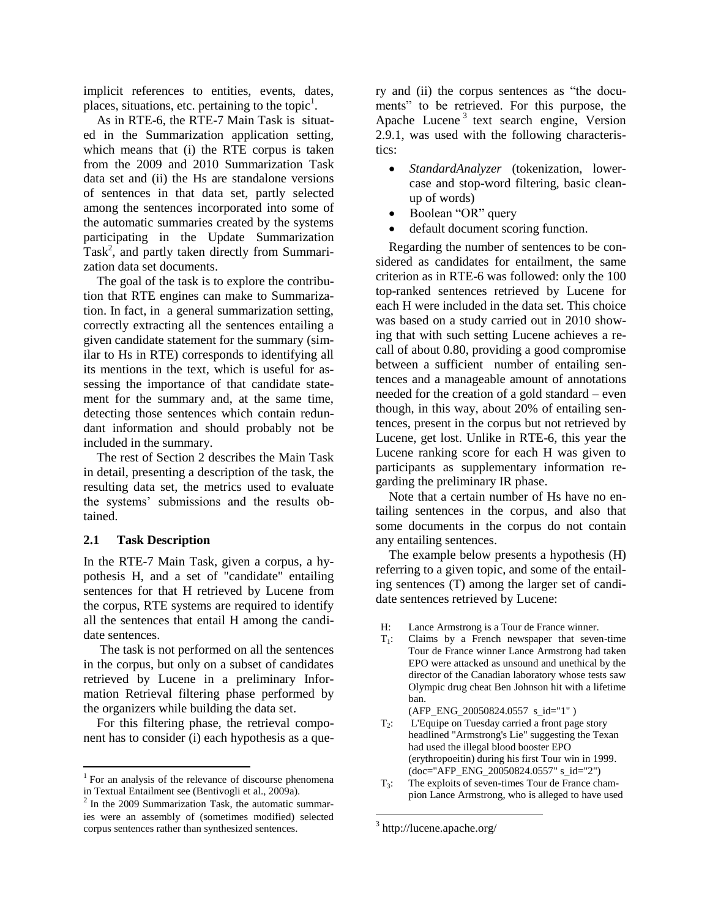implicit references to entities, events, dates, places, situations, etc. pertaining to the topic[1].

As in RTE-6, the RTE-7 Main Task is situated in the Summarization application setting, which means that (i) the RTE corpus is taken from the 2009 and 2010 Summarization Task data set and (ii) the Hs are standalone versions of sentences in that data set, partly selected among the sentences incorporated into some of the automatic summaries created by the systems participating in the Update Summarization Task[2], and partly taken directly from Summarization data set documents.

The goal of the task is to explore the contribution that RTE engines can make to Summarization. In fact, in a general summarization setting, correctly extracting all the sentences entailing a given candidate statement for the summary (similar to Hs in RTE) corresponds to identifying all its mentions in the text, which is useful for assessing the importance of that candidate statement for the summary and, at the same time, detecting those sentences which contain redundant information and should probably not be included in the summary.

The rest of Section 2 describes the Main Task in detail, presenting a description of the task, the resulting data set, the metrics used to evaluate the systems' submissions and the results obtained.

### 2.1 Task Description

In the RTE-7 Main Task, given a corpus, a hypothesis H, and a set of "candidate" entailing sentences for that H retrieved by Lucene from the corpus, RTE systems are required to identify all the sentences that entail H among the candidate sentences.

The task is not performed on all the sentences in the corpus, but only on a subset of candidates retrieved by Lucene in a preliminary Information Retrieval filtering phase performed by the organizers while building the data set.

For this filtering phase, the retrieval component has to consider (i) each hypothesis as a query and (ii) the corpus sentences as "the documents" to be retrieved. For this purpose, the Apache Lucene[3] text search engine, Version 2.9.1, was used with the following characteristics:

- *StandardAnalyzer* (tokenization, lower-case and stop-word filtering, basic clean-up of words)
- Boolean "OR" query
- default document scoring function.

Regarding the number of sentences to be considered as candidates for entailment, the same criterion as in RTE-6 was followed: only the 100 top-ranked sentences retrieved by Lucene for each H were included in the data set. This choice was based on a study carried out in 2010 showing that with such setting Lucene achieves a recall of about 0.80, providing a good compromise between a sufficient number of entailing sentences and a manageable amount of annotations needed for the creation of a gold standard – even though, in this way, about 20% of entailing sentences, present in the corpus but not retrieved by Lucene, get lost. Unlike in RTE-6, this year the Lucene ranking score for each H was given to participants as supplementary information regarding the preliminary IR phase.

Note that a certain number of Hs have no entailing sentences in the corpus, and also that some documents in the corpus do not contain any entailing sentences.

The example below presents a hypothesis (H) referring to a given topic, and some of the entailing sentences (T) among the larger set of candidate sentences retrieved by Lucene:

H: Lance Armstrong is a Tour de France winner.

$T_1$: Claims by a French newspaper that seven-time Tour de France winner Lance Armstrong had taken EPO were attacked as unsound and unethical by the director of the Canadian laboratory whose tests saw Olympic drug cheat Ben Johnson hit with a lifetime ban.
(AFP_ENG_20050824.0557 s_id="1" )

$T_2$: L'Equipe on Tuesday carried a front page story headlined "Armstrong's Lie" suggesting the Texan had used the illegal blood booster EPO (erythropoeitin) during his first Tour win in 1999.
(doc="AFP_ENG_20050824.0557" s_id="2")

$T_3$: The exploits of seven-times Tour de France champion Lance Armstrong, who is alleged to have used

[1] For an analysis of the relevance of discourse phenomena in Textual Entailment see (Bentivogli et al., 2009a).

[2] In the 2009 Summarization Task, the automatic summaries were an assembly of (sometimes modified) selected corpus sentences rather than synthesized sentences.

[3] http://lucene.apache.org/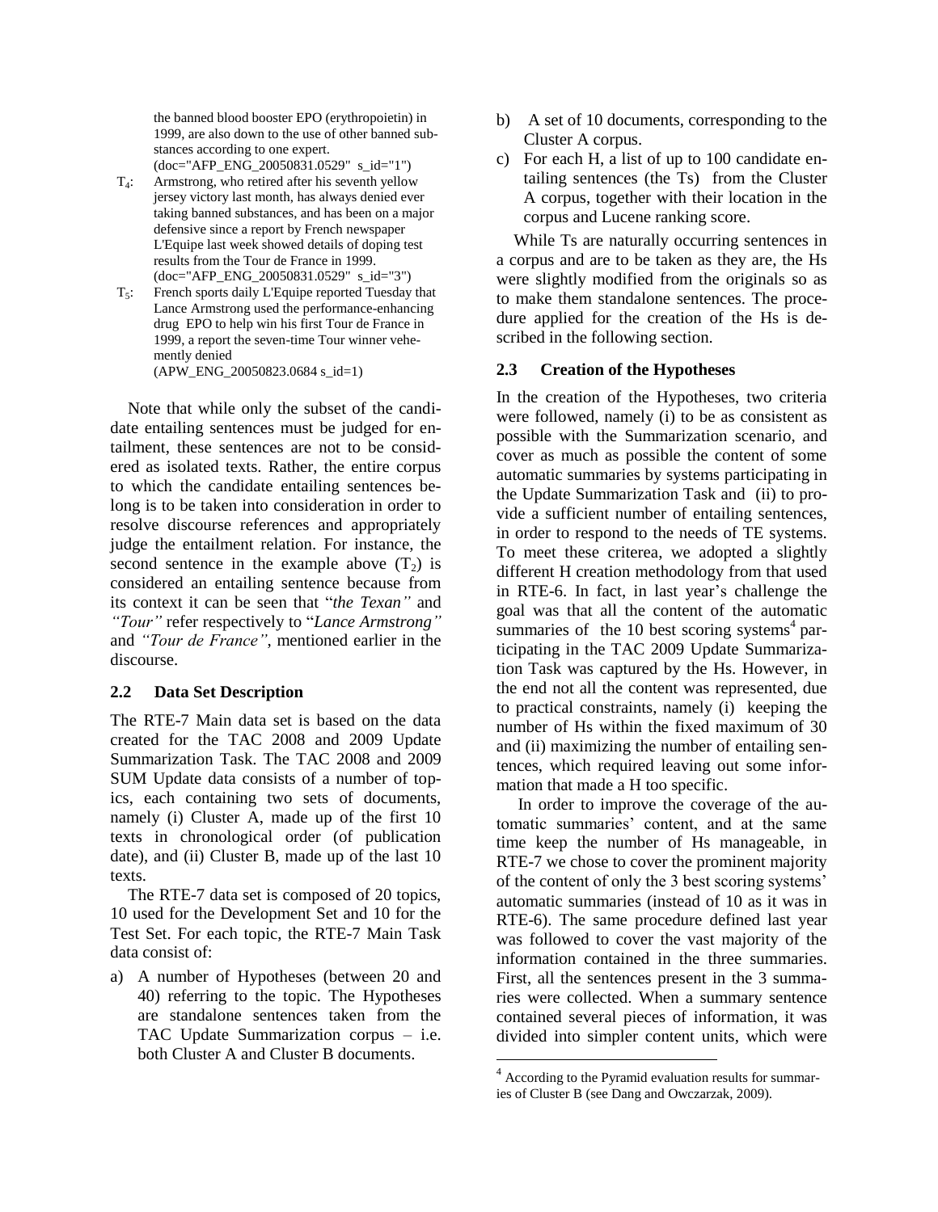the banned blood booster EPO (erythropoietin) in 1999, are also down to the use of other banned substances according to one expert. (doc="AFP_ENG_20050831.0529" s_id="1")

$T_4$: Armstrong, who retired after his seventh yellow jersey victory last month, has always denied ever taking banned substances, and has been on a major defensive since a report by French newspaper L'Equipe last week showed details of doping test results from the Tour de France in 1999. (doc="AFP_ENG_20050831.0529" s_id="3")

$T_5$: French sports daily L'Equipe reported Tuesday that Lance Armstrong used the performance-enhancing drug EPO to help win his first Tour de France in 1999, a report the seven-time Tour winner vehemently denied (APW_ENG_20050823.0684 s_id=1)

Note that while only the subset of the candidate entailing sentences must be judged for entailment, these sentences are not to be considered as isolated texts. Rather, the entire corpus to which the candidate entailing sentences belong is to be taken into consideration in order to resolve discourse references and appropriately judge the entailment relation. For instance, the second sentence in the example above ($T_2$) is considered an entailing sentence because from its context it can be seen that "*the Texan"* and *"Tour"* refer respectively to "*Lance Armstrong"* and *"Tour de France"*, mentioned earlier in the discourse.

## 2.2 Data Set Description

The RTE-7 Main data set is based on the data created for the TAC 2008 and 2009 Update Summarization Task. The TAC 2008 and 2009 SUM Update data consists of a number of topics, each containing two sets of documents, namely (i) Cluster A, made up of the first 10 texts in chronological order (of publication date), and (ii) Cluster B, made up of the last 10 texts.

The RTE-7 data set is composed of 20 topics, 10 used for the Development Set and 10 for the Test Set. For each topic, the RTE-7 Main Task data consist of:

a) A number of Hypotheses (between 20 and 40) referring to the topic. The Hypotheses are standalone sentences taken from the TAC Update Summarization corpus – i.e. both Cluster A and Cluster B documents.
b) A set of 10 documents, corresponding to the Cluster A corpus.
c) For each H, a list of up to 100 candidate entailing sentences (the Ts) from the Cluster A corpus, together with their location in the corpus and Lucene ranking score.

While Ts are naturally occurring sentences in a corpus and are to be taken as they are, the Hs were slightly modified from the originals so as to make them standalone sentences. The procedure applied for the creation of the Hs is described in the following section.

## 2.3 Creation of the Hypotheses

In the creation of the Hypotheses, two criteria were followed, namely (i) to be as consistent as possible with the Summarization scenario, and cover as much as possible the content of some automatic summaries by systems participating in the Update Summarization Task and (ii) to provide a sufficient number of entailing sentences, in order to respond to the needs of TE systems. To meet these criterea, we adopted a slightly different H creation methodology from that used in RTE-6. In fact, in last year's challenge the goal was that all the content of the automatic summaries of the 10 best scoring systems[4] participating in the TAC 2009 Update Summarization Task was captured by the Hs. However, in the end not all the content was represented, due to practical constraints, namely (i) keeping the number of Hs within the fixed maximum of 30 and (ii) maximizing the number of entailing sentences, which required leaving out some information that made a H too specific.

In order to improve the coverage of the automatic summaries' content, and at the same time keep the number of Hs manageable, in RTE-7 we chose to cover the prominent majority of the content of only the 3 best scoring systems' automatic summaries (instead of 10 as it was in RTE-6). The same procedure defined last year was followed to cover the vast majority of the information contained in the three summaries. First, all the sentences present in the 3 summaries were collected. When a summary sentence contained several pieces of information, it was divided into simpler content units, which were

[4] According to the Pyramid evaluation results for summaries of Cluster B (see Dang and Owczarzak, 2009).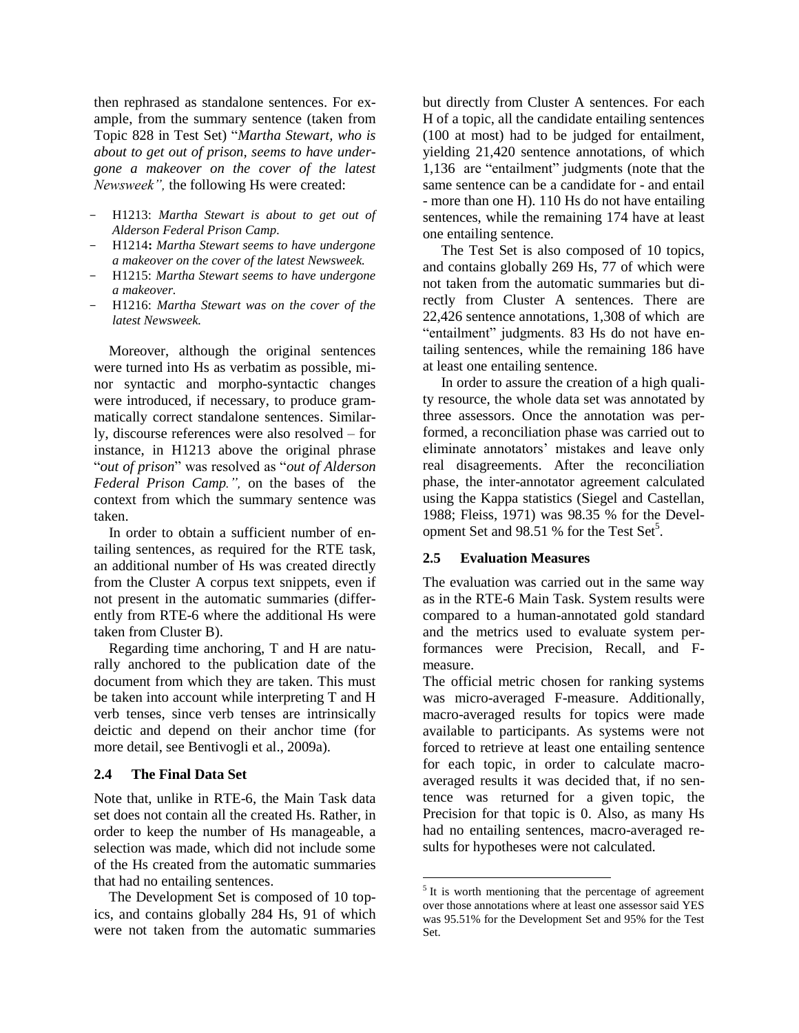then rephrased as standalone sentences. For example, from the summary sentence (taken from Topic 828 in Test Set) "*Martha Stewart, who is about to get out of prison, seems to have undergone a makeover on the cover of the latest Newsweek",* the following Hs were created:

- H1213: *Martha Stewart is about to get out of Alderson Federal Prison Camp.*
- H1214**:** *Martha Stewart seems to have undergone a makeover on the cover of the latest Newsweek.*
- H1215: *Martha Stewart seems to have undergone a makeover.*
- H1216: *Martha Stewart was on the cover of the latest Newsweek.*

Moreover, although the original sentences were turned into Hs as verbatim as possible, minor syntactic and morpho-syntactic changes were introduced, if necessary, to produce grammatically correct standalone sentences. Similarly, discourse references were also resolved – for instance, in H1213 above the original phrase "*out of prison*" was resolved as "*out of Alderson Federal Prison Camp.",* on the bases of the context from which the summary sentence was taken.

In order to obtain a sufficient number of entailing sentences, as required for the RTE task, an additional number of Hs was created directly from the Cluster A corpus text snippets, even if not present in the automatic summaries (differently from RTE-6 where the additional Hs were taken from Cluster B).

Regarding time anchoring, T and H are naturally anchored to the publication date of the document from which they are taken. This must be taken into account while interpreting T and H verb tenses, since verb tenses are intrinsically deictic and depend on their anchor time (for more detail, see Bentivogli et al., 2009a).

### 2.4 The Final Data Set

Note that, unlike in RTE-6, the Main Task data set does not contain all the created Hs. Rather, in order to keep the number of Hs manageable, a selection was made, which did not include some of the Hs created from the automatic summaries that had no entailing sentences.

The Development Set is composed of 10 topics, and contains globally 284 Hs, 91 of which were not taken from the automatic summaries but directly from Cluster A sentences. For each H of a topic, all the candidate entailing sentences (100 at most) had to be judged for entailment, yielding 21,420 sentence annotations, of which 1,136 are "entailment" judgments (note that the same sentence can be a candidate for - and entail - more than one H). 110 Hs do not have entailing sentences, while the remaining 174 have at least one entailing sentence.

The Test Set is also composed of 10 topics, and contains globally 269 Hs, 77 of which were not taken from the automatic summaries but directly from Cluster A sentences. There are 22,426 sentence annotations, 1,308 of which are "entailment" judgments. 83 Hs do not have entailing sentences, while the remaining 186 have at least one entailing sentence.

In order to assure the creation of a high quality resource, the whole data set was annotated by three assessors. Once the annotation was performed, a reconciliation phase was carried out to eliminate annotators' mistakes and leave only real disagreements. After the reconciliation phase, the inter-annotator agreement calculated using the Kappa statistics (Siegel and Castellan, 1988; Fleiss, 1971) was 98.35 % for the Development Set and 98.51 % for the Test Set[5].

### 2.5 Evaluation Measures

The evaluation was carried out in the same way as in the RTE-6 Main Task. System results were compared to a human-annotated gold standard and the metrics used to evaluate system performances were Precision, Recall, and F-measure.

The official metric chosen for ranking systems was micro-averaged F-measure. Additionally, macro-averaged results for topics were made available to participants. As systems were not forced to retrieve at least one entailing sentence for each topic, in order to calculate macro-averaged results it was decided that, if no sentence was returned for a given topic, the Precision for that topic is 0. Also, as many Hs had no entailing sentences, macro-averaged results for hypotheses were not calculated.

[5] It is worth mentioning that the percentage of agreement over those annotations where at least one assessor said YES was 95.51% for the Development Set and 95% for the Test Set.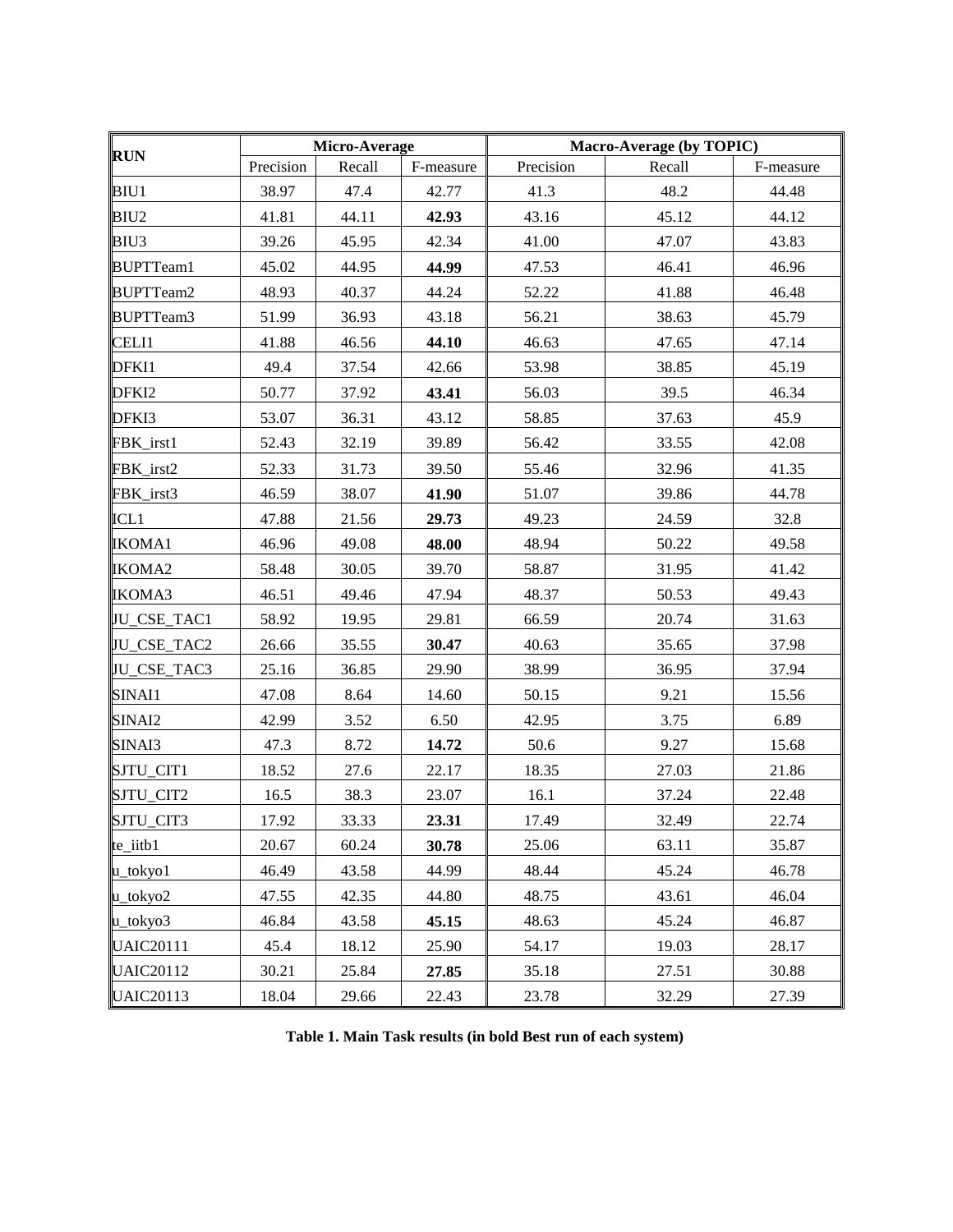| RUN | Micro-Average | | | Macro-Average (by TOPIC) | | |
|---|---|---|---|---|---|---|
| | Precision | Recall | F-measure | Precision | Recall | F-measure |
| BIU1 | 38.97 | 47.4 | 42.77 | 41.3 | 48.2 | 44.48 |
| BIU2 | 41.81 | 44.11 | **42.93** | 43.16 | 45.12 | 44.12 |
| BIU3 | 39.26 | 45.95 | 42.34 | 41.00 | 47.07 | 43.83 |
| BUPTTeam1 | 45.02 | 44.95 | **44.99** | 47.53 | 46.41 | 46.96 |
| BUPTTeam2 | 48.93 | 40.37 | 44.24 | 52.22 | 41.88 | 46.48 |
| BUPTTeam3 | 51.99 | 36.93 | 43.18 | 56.21 | 38.63 | 45.79 |
| CELI1 | 41.88 | 46.56 | **44.10** | 46.63 | 47.65 | 47.14 |
| DFKI1 | 49.4 | 37.54 | 42.66 | 53.98 | 38.85 | 45.19 |
| DFKI2 | 50.77 | 37.92 | **43.41** | 56.03 | 39.5 | 46.34 |
| DFKI3 | 53.07 | 36.31 | 43.12 | 58.85 | 37.63 | 45.9 |
| FBK_irst1 | 52.43 | 32.19 | 39.89 | 56.42 | 33.55 | 42.08 |
| FBK_irst2 | 52.33 | 31.73 | 39.50 | 55.46 | 32.96 | 41.35 |
| FBK_irst3 | 46.59 | 38.07 | **41.90** | 51.07 | 39.86 | 44.78 |
| ICL1 | 47.88 | 21.56 | **29.73** | 49.23 | 24.59 | 32.8 |
| IKOMA1 | 46.96 | 49.08 | **48.00** | 48.94 | 50.22 | 49.58 |
| IKOMA2 | 58.48 | 30.05 | 39.70 | 58.87 | 31.95 | 41.42 |
| IKOMA3 | 46.51 | 49.46 | 47.94 | 48.37 | 50.53 | 49.43 |
| JU_CSE_TAC1 | 58.92 | 19.95 | 29.81 | 66.59 | 20.74 | 31.63 |
| JU_CSE_TAC2 | 26.66 | 35.55 | **30.47** | 40.63 | 35.65 | 37.98 |
| JU_CSE_TAC3 | 25.16 | 36.85 | 29.90 | 38.99 | 36.95 | 37.94 |
| SINAI1 | 47.08 | 8.64 | 14.60 | 50.15 | 9.21 | 15.56 |
| SINAI2 | 42.99 | 3.52 | 6.50 | 42.95 | 3.75 | 6.89 |
| SINAI3 | 47.3 | 8.72 | **14.72** | 50.6 | 9.27 | 15.68 |
| SJTU_CIT1 | 18.52 | 27.6 | 22.17 | 18.35 | 27.03 | 21.86 |
| SJTU_CIT2 | 16.5 | 38.3 | 23.07 | 16.1 | 37.24 | 22.48 |
| SJTU_CIT3 | 17.92 | 33.33 | **23.31** | 17.49 | 32.49 | 22.74 |
| te_iitb1 | 20.67 | 60.24 | **30.78** | 25.06 | 63.11 | 35.87 |
| u_tokyo1 | 46.49 | 43.58 | 44.99 | 48.44 | 45.24 | 46.78 |
| u_tokyo2 | 47.55 | 42.35 | 44.80 | 48.75 | 43.61 | 46.04 |
| u_tokyo3 | 46.84 | 43.58 | **45.15** | 48.63 | 45.24 | 46.87 |
| UAIC20111 | 45.4 | 18.12 | 25.90 | 54.17 | 19.03 | 28.17 |
| UAIC20112 | 30.21 | 25.84 | **27.85** | 35.18 | 27.51 | 30.88 |
| UAIC20113 | 18.04 | 29.66 | 22.43 | 23.78 | 32.29 | 27.39 |

**Table 1. Main Task results (in bold Best run of each system)**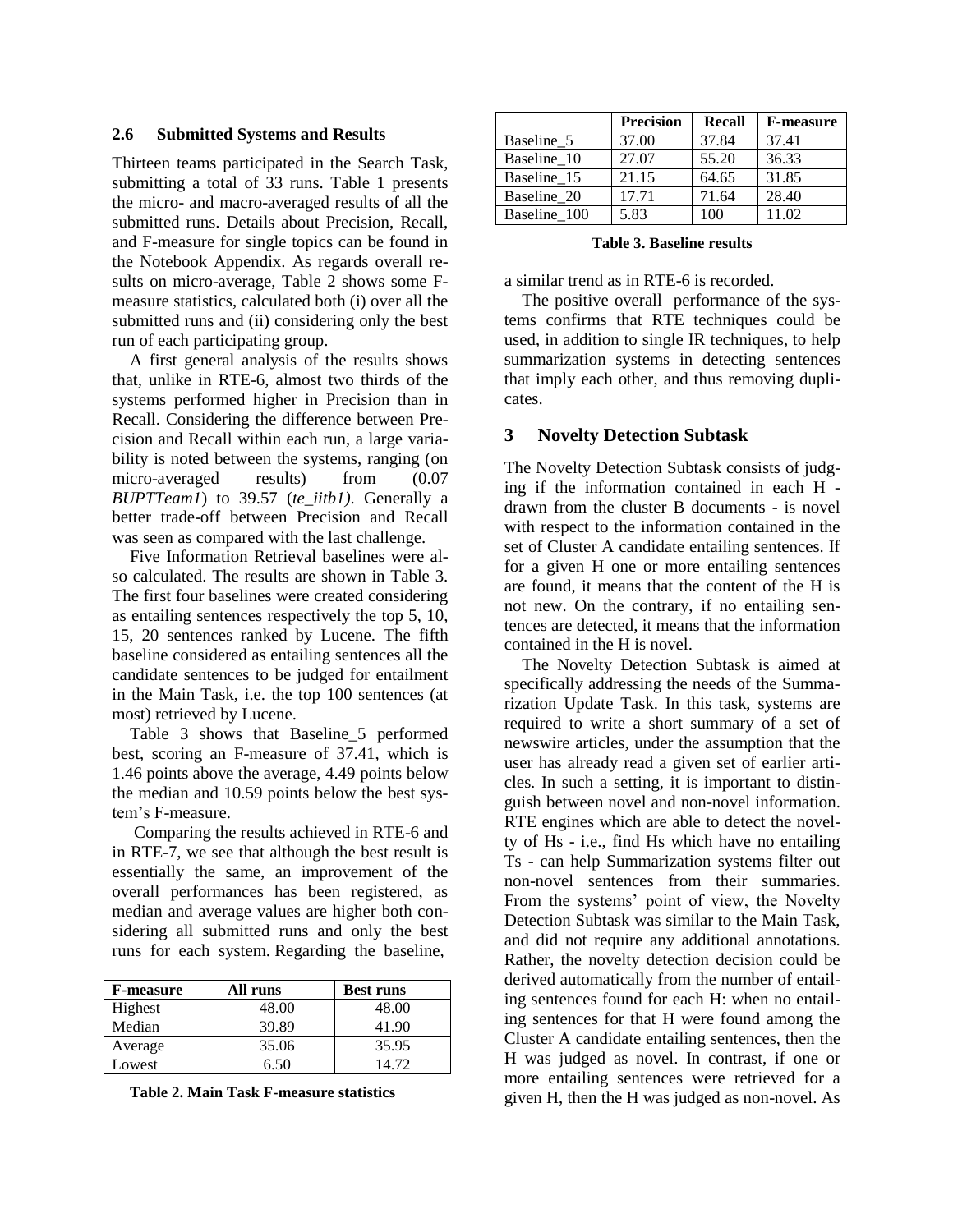### 2.6 Submitted Systems and Results

Thirteen teams participated in the Search Task, submitting a total of 33 runs. Table 1 presents the micro- and macro-averaged results of all the submitted runs. Details about Precision, Recall, and F-measure for single topics can be found in the Notebook Appendix. As regards overall results on micro-average, Table 2 shows some F-measure statistics, calculated both (i) over all the submitted runs and (ii) considering only the best run of each participating group.

A first general analysis of the results shows that, unlike in RTE-6, almost two thirds of the systems performed higher in Precision than in Recall. Considering the difference between Precision and Recall within each run, a large variability is noted between the systems, ranging (on micro-averaged results) from (0.07 *BUPTTeam1*) to 39.57 (*te_iitb1)*. Generally a better trade-off between Precision and Recall was seen as compared with the last challenge.

Five Information Retrieval baselines were also calculated. The results are shown in Table 3. The first four baselines were created considering as entailing sentences respectively the top 5, 10, 15, 20 sentences ranked by Lucene. The fifth baseline considered as entailing sentences all the candidate sentences to be judged for entailment in the Main Task, i.e. the top 100 sentences (at most) retrieved by Lucene.

Table 3 shows that Baseline_5 performed best, scoring an F-measure of 37.41, which is 1.46 points above the average, 4.49 points below the median and 10.59 points below the best system's F-measure.

Comparing the results achieved in RTE-6 and in RTE-7, we see that although the best result is essentially the same, an improvement of the overall performances has been registered, as median and average values are higher both considering all submitted runs and only the best runs for each system. Regarding the baseline, a similar trend as in RTE-6 is recorded.

| F-measure | All runs | Best runs |
|---|---|---|
| Highest | 48.00 | 48.00 |
| Median | 39.89 | 41.90 |
| Average | 35.06 | 35.95 |
| Lowest | 6.50 | 14.72 |

**Table 2. Main Task F-measure statistics**

| | Precision | Recall | F-measure |
|---|---|---|---|
| Baseline_5 | 37.00 | 37.84 | 37.41 |
| Baseline_10 | 27.07 | 55.20 | 36.33 |
| Baseline_15 | 21.15 | 64.65 | 31.85 |
| Baseline_20 | 17.71 | 71.64 | 28.40 |
| Baseline_100 | 5.83 | 100 | 11.02 |

**Table 3. Baseline results**

The positive overall performance of the systems confirms that RTE techniques could be used, in addition to single IR techniques, to help summarization systems in detecting sentences that imply each other, and thus removing duplicates.

## 3 Novelty Detection Subtask

The Novelty Detection Subtask consists of judging if the information contained in each H - drawn from the cluster B documents - is novel with respect to the information contained in the set of Cluster A candidate entailing sentences. If for a given H one or more entailing sentences are found, it means that the content of the H is not new. On the contrary, if no entailing sentences are detected, it means that the information contained in the H is novel.

The Novelty Detection Subtask is aimed at specifically addressing the needs of the Summarization Update Task. In this task, systems are required to write a short summary of a set of newswire articles, under the assumption that the user has already read a given set of earlier articles. In such a setting, it is important to distinguish between novel and non-novel information. RTE engines which are able to detect the novelty of Hs - i.e., find Hs which have no entailing Ts - can help Summarization systems filter out non-novel sentences from their summaries. From the systems' point of view, the Novelty Detection Subtask was similar to the Main Task, and did not require any additional annotations. Rather, the novelty detection decision could be derived automatically from the number of entailing sentences found for each H: when no entailing sentences for that H were found among the Cluster A candidate entailing sentences, then the H was judged as novel. In contrast, if one or more entailing sentences were retrieved for a given H, then the H was judged as non-novel. As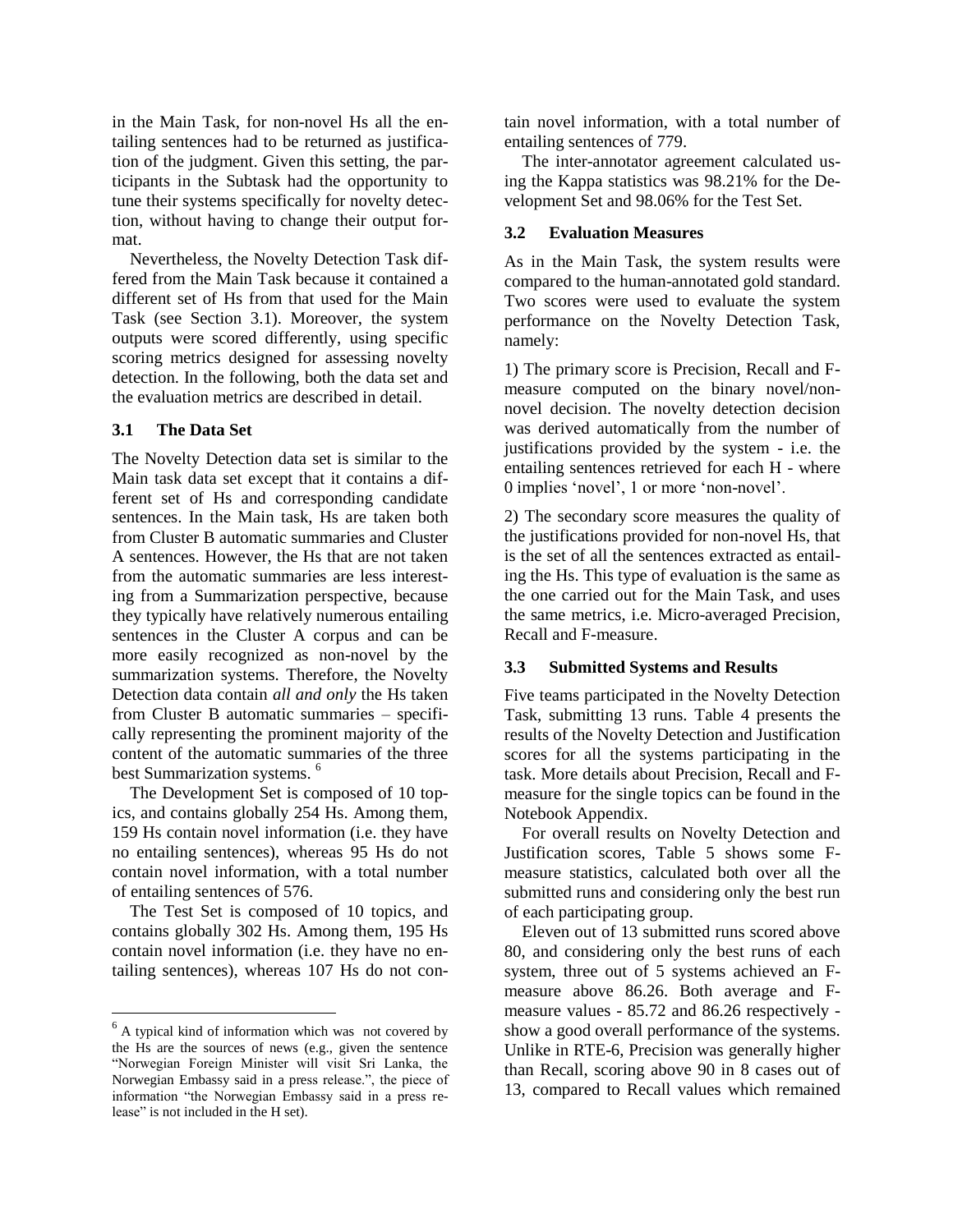in the Main Task, for non-novel Hs all the entailing sentences had to be returned as justification of the judgment. Given this setting, the participants in the Subtask had the opportunity to tune their systems specifically for novelty detection, without having to change their output format.

Nevertheless, the Novelty Detection Task differed from the Main Task because it contained a different set of Hs from that used for the Main Task (see Section 3.1). Moreover, the system outputs were scored differently, using specific scoring metrics designed for assessing novelty detection. In the following, both the data set and the evaluation metrics are described in detail.

### 3.1 The Data Set

The Novelty Detection data set is similar to the Main task data set except that it contains a different set of Hs and corresponding candidate sentences. In the Main task, Hs are taken both from Cluster B automatic summaries and Cluster A sentences. However, the Hs that are not taken from the automatic summaries are less interesting from a Summarization perspective, because they typically have relatively numerous entailing sentences in the Cluster A corpus and can be more easily recognized as non-novel by the summarization systems. Therefore, the Novelty Detection data contain *all and only* the Hs taken from Cluster B automatic summaries – specifically representing the prominent majority of the content of the automatic summaries of the three best Summarization systems. [6]

The Development Set is composed of 10 topics, and contains globally 254 Hs. Among them, 159 Hs contain novel information (i.e. they have no entailing sentences), whereas 95 Hs do not contain novel information, with a total number of entailing sentences of 576.

The Test Set is composed of 10 topics, and contains globally 302 Hs. Among them, 195 Hs contain novel information (i.e. they have no entailing sentences), whereas 107 Hs do not contain novel information, with a total number of entailing sentences of 779.

The inter-annotator agreement calculated using the Kappa statistics was 98.21% for the Development Set and 98.06% for the Test Set.

### 3.2 Evaluation Measures

As in the Main Task, the system results were compared to the human-annotated gold standard. Two scores were used to evaluate the system performance on the Novelty Detection Task, namely:

1) The primary score is Precision, Recall and F-measure computed on the binary novel/non-novel decision. The novelty detection decision was derived automatically from the number of justifications provided by the system - i.e. the entailing sentences retrieved for each H - where 0 implies 'novel', 1 or more 'non-novel'.

2) The secondary score measures the quality of the justifications provided for non-novel Hs, that is the set of all the sentences extracted as entailing the Hs. This type of evaluation is the same as the one carried out for the Main Task, and uses the same metrics, i.e. Micro-averaged Precision, Recall and F-measure.

### 3.3 Submitted Systems and Results

Five teams participated in the Novelty Detection Task, submitting 13 runs. Table 4 presents the results of the Novelty Detection and Justification scores for all the systems participating in the task. More details about Precision, Recall and F-measure for the single topics can be found in the Notebook Appendix.

For overall results on Novelty Detection and Justification scores, Table 5 shows some F-measure statistics, calculated both over all the submitted runs and considering only the best run of each participating group.

Eleven out of 13 submitted runs scored above 80, and considering only the best runs of each system, three out of 5 systems achieved an F-measure above 86.26. Both average and F-measure values - 85.72 and 86.26 respectively - show a good overall performance of the systems. Unlike in RTE-6, Precision was generally higher than Recall, scoring above 90 in 8 cases out of 13, compared to Recall values which remained

---

[6] A typical kind of information which was not covered by the Hs are the sources of news (e.g., given the sentence "Norwegian Foreign Minister will visit Sri Lanka, the Norwegian Embassy said in a press release.", the piece of information "the Norwegian Embassy said in a press release" is not included in the H set).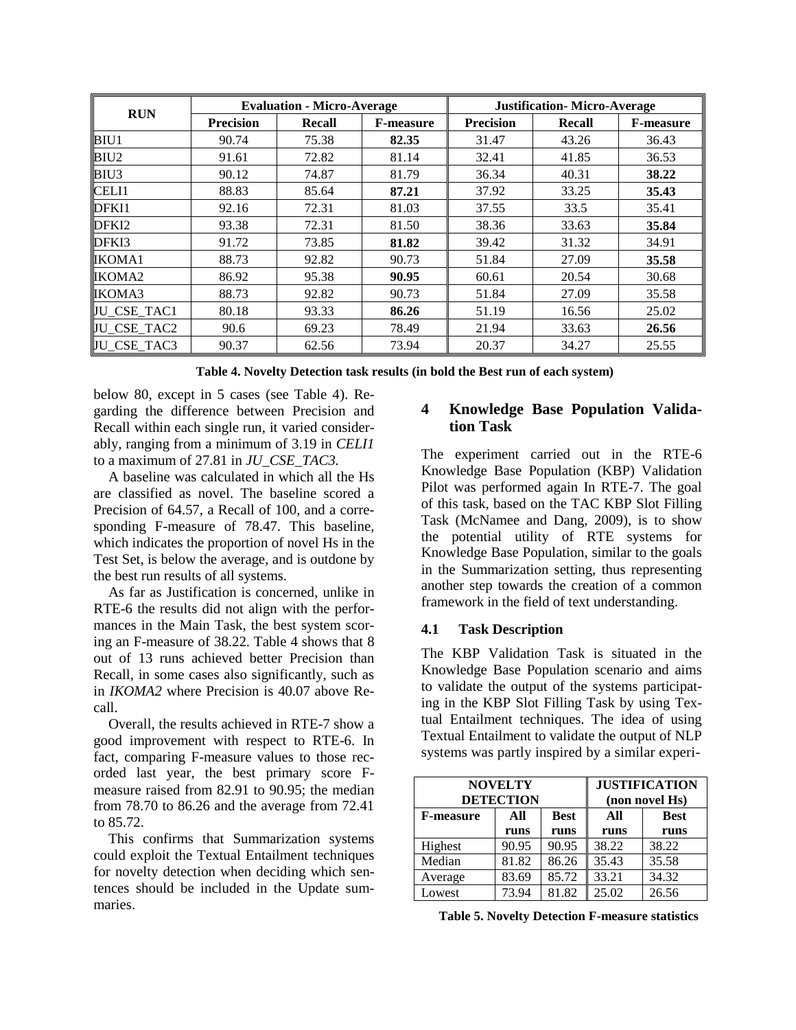| RUN | Evaluation - Micro-Average | | | Justification- Micro-Average | | |
|---|---|---|---|---|---|---|
| | Precision | Recall | F-measure | Precision | Recall | F-measure |
| BIU1 | 90.74 | 75.38 | **82.35** | 31.47 | 43.26 | 36.43 |
| BIU2 | 91.61 | 72.82 | 81.14 | 32.41 | 41.85 | 36.53 |
| BIU3 | 90.12 | 74.87 | 81.79 | 36.34 | 40.31 | **38.22** |
| CELI1 | 88.83 | 85.64 | **87.21** | 37.92 | 33.25 | **35.43** |
| DFKI1 | 92.16 | 72.31 | 81.03 | 37.55 | 33.5 | 35.41 |
| DFKI2 | 93.38 | 72.31 | 81.50 | 38.36 | 33.63 | **35.84** |
| DFKI3 | 91.72 | 73.85 | **81.82** | 39.42 | 31.32 | 34.91 |
| IKOMA1 | 88.73 | 92.82 | 90.73 | 51.84 | 27.09 | **35.58** |
| IKOMA2 | 86.92 | 95.38 | **90.95** | 60.61 | 20.54 | 30.68 |
| IKOMA3 | 88.73 | 92.82 | 90.73 | 51.84 | 27.09 | 35.58 |
| JU_CSE_TAC1 | 80.18 | 93.33 | **86.26** | 51.19 | 16.56 | 25.02 |
| JU_CSE_TAC2 | 90.6 | 69.23 | 78.49 | 21.94 | 33.63 | **26.56** |
| JU_CSE_TAC3 | 90.37 | 62.56 | 73.94 | 20.37 | 34.27 | 25.55 |

**Table 4. Novelty Detection task results (in bold the Best run of each system)**

below 80, except in 5 cases (see Table 4). Regarding the difference between Precision and Recall within each single run, it varied considerably, ranging from a minimum of 3.19 in *CELI1* to a maximum of 27.81 in *JU_CSE_TAC3.*

A baseline was calculated in which all the Hs are classified as novel. The baseline scored a Precision of 64.57, a Recall of 100, and a corresponding F-measure of 78.47. This baseline, which indicates the proportion of novel Hs in the Test Set, is below the average, and is outdone by the best run results of all systems.

As far as Justification is concerned, unlike in RTE-6 the results did not align with the performances in the Main Task, the best system scoring an F-measure of 38.22. Table 4 shows that 8 out of 13 runs achieved better Precision than Recall, in some cases also significantly, such as in *IKOMA2* where Precision is 40.07 above Recall.

Overall, the results achieved in RTE-7 show a good improvement with respect to RTE-6. In fact, comparing F-measure values to those recorded last year, the best primary score F-measure raised from 82.91 to 90.95; the median from 78.70 to 86.26 and the average from 72.41 to 85.72.

This confirms that Summarization systems could exploit the Textual Entailment techniques for novelty detection when deciding which sentences should be included in the Update summaries.

## 4 Knowledge Base Population Validation Task

The experiment carried out in the RTE-6 Knowledge Base Population (KBP) Validation Pilot was performed again In RTE-7. The goal of this task, based on the TAC KBP Slot Filling Task (McNamee and Dang, 2009), is to show the potential utility of RTE systems for Knowledge Base Population, similar to the goals in the Summarization setting, thus representing another step towards the creation of a common framework in the field of text understanding.

### 4.1 Task Description

The KBP Validation Task is situated in the Knowledge Base Population scenario and aims to validate the output of the systems participating in the KBP Slot Filling Task by using Textual Entailment techniques. The idea of using Textual Entailment to validate the output of NLP systems was partly inspired by a similar experi-

| NOVELTY DETECTION | | | JUSTIFICATION (non novel Hs) | |
|---|---|---|---|---|
| F-measure | All runs | Best runs | All runs | Best runs |
| Highest | 90.95 | 90.95 | 38.22 | 38.22 |
| Median | 81.82 | 86.26 | 35.43 | 35.58 |
| Average | 83.69 | 85.72 | 33.21 | 34.32 |
| Lowest | 73.94 | 81.82 | 25.02 | 26.56 |

**Table 5. Novelty Detection F-measure statistics**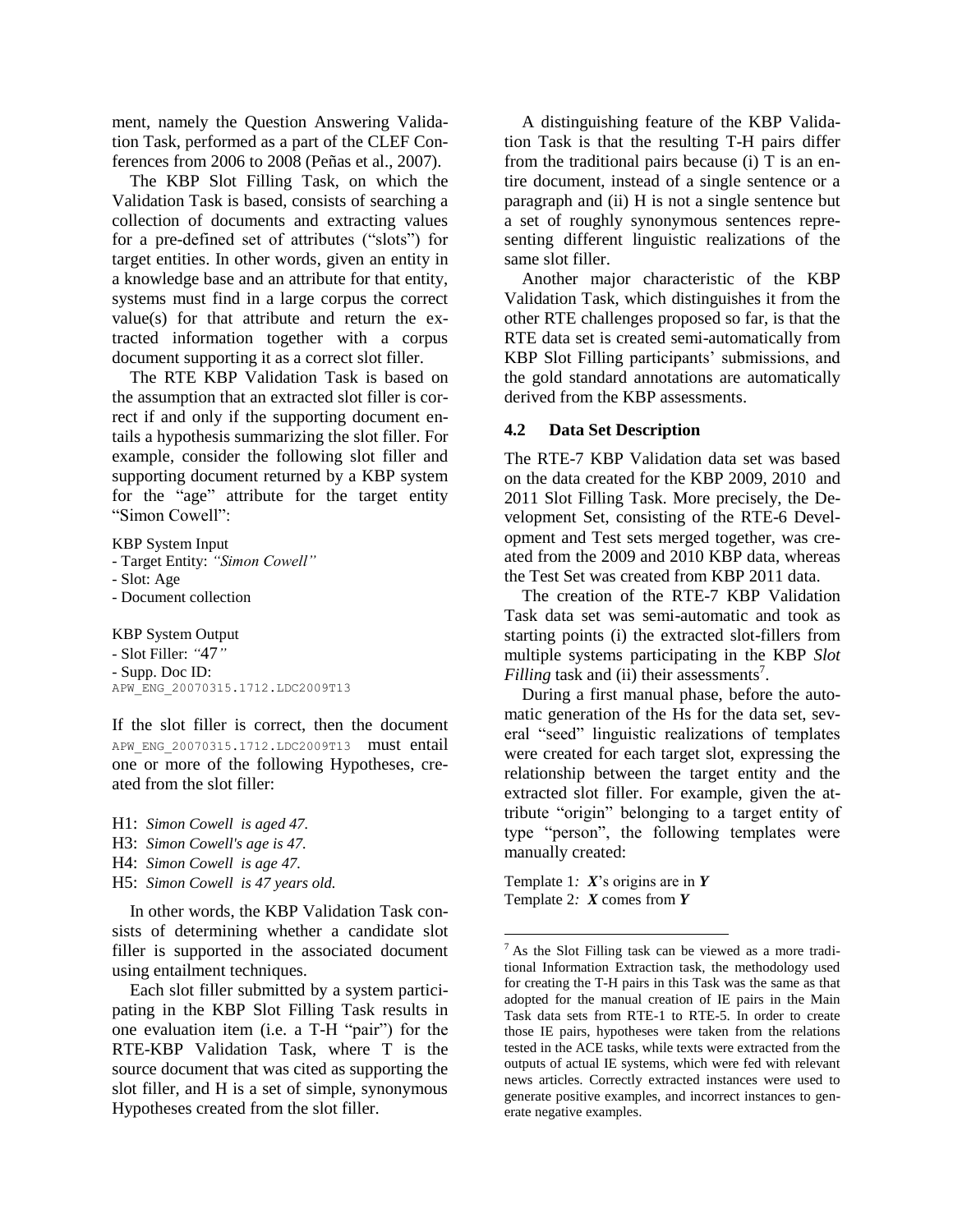ment, namely the Question Answering Validation Task, performed as a part of the CLEF Conferences from 2006 to 2008 (Peñas et al., 2007).

The KBP Slot Filling Task, on which the Validation Task is based, consists of searching a collection of documents and extracting values for a pre-defined set of attributes ("slots") for target entities. In other words, given an entity in a knowledge base and an attribute for that entity, systems must find in a large corpus the correct value(s) for that attribute and return the extracted information together with a corpus document supporting it as a correct slot filler.

The RTE KBP Validation Task is based on the assumption that an extracted slot filler is correct if and only if the supporting document entails a hypothesis summarizing the slot filler. For example, consider the following slot filler and supporting document returned by a KBP system for the "age" attribute for the target entity "Simon Cowell":

KBP System Input
- Target Entity: *"Simon Cowell"*
- Slot: Age
- Document collection

KBP System Output
- Slot Filler: *"*47*"*
- Supp. Doc ID: `APW_ENG_20070315.1712.LDC2009T13`

If the slot filler is correct, then the document `APW_ENG_20070315.1712.LDC2009T13` must entail one or more of the following Hypotheses, created from the slot filler:

H1: *Simon Cowell is aged 47.*
H3: *Simon Cowell's age is 47.*
H4: *Simon Cowell is age 47.*
H5: *Simon Cowell is 47 years old.*

In other words, the KBP Validation Task consists of determining whether a candidate slot filler is supported in the associated document using entailment techniques.

Each slot filler submitted by a system participating in the KBP Slot Filling Task results in one evaluation item (i.e. a T-H "pair") for the RTE-KBP Validation Task, where T is the source document that was cited as supporting the slot filler, and H is a set of simple, synonymous Hypotheses created from the slot filler.

A distinguishing feature of the KBP Validation Task is that the resulting T-H pairs differ from the traditional pairs because (i) T is an entire document, instead of a single sentence or a paragraph and (ii) H is not a single sentence but a set of roughly synonymous sentences representing different linguistic realizations of the same slot filler.

Another major characteristic of the KBP Validation Task, which distinguishes it from the other RTE challenges proposed so far, is that the RTE data set is created semi-automatically from KBP Slot Filling participants' submissions, and the gold standard annotations are automatically derived from the KBP assessments.

### 4.2 Data Set Description

The RTE-7 KBP Validation data set was based on the data created for the KBP 2009, 2010 and 2011 Slot Filling Task. More precisely, the Development Set, consisting of the RTE-6 Development and Test sets merged together, was created from the 2009 and 2010 KBP data, whereas the Test Set was created from KBP 2011 data.

The creation of the RTE-7 KBP Validation Task data set was semi-automatic and took as starting points (i) the extracted slot-fillers from multiple systems participating in the KBP *Slot Filling* task and (ii) their assessments[7].

During a first manual phase, before the automatic generation of the Hs for the data set, several "seed" linguistic realizations of templates were created for each target slot, expressing the relationship between the target entity and the extracted slot filler. For example, given the attribute "origin" belonging to a target entity of type "person", the following templates were manually created:

Template 1*:* ***X***'s origins are in ***Y***
Template 2*:* ***X*** comes from ***Y***

[7] As the Slot Filling task can be viewed as a more traditional Information Extraction task, the methodology used for creating the T-H pairs in this Task was the same as that adopted for the manual creation of IE pairs in the Main Task data sets from RTE-1 to RTE-5. In order to create those IE pairs, hypotheses were taken from the relations tested in the ACE tasks, while texts were extracted from the outputs of actual IE systems, which were fed with relevant news articles. Correctly extracted instances were used to generate positive examples, and incorrect instances to generate negative examples.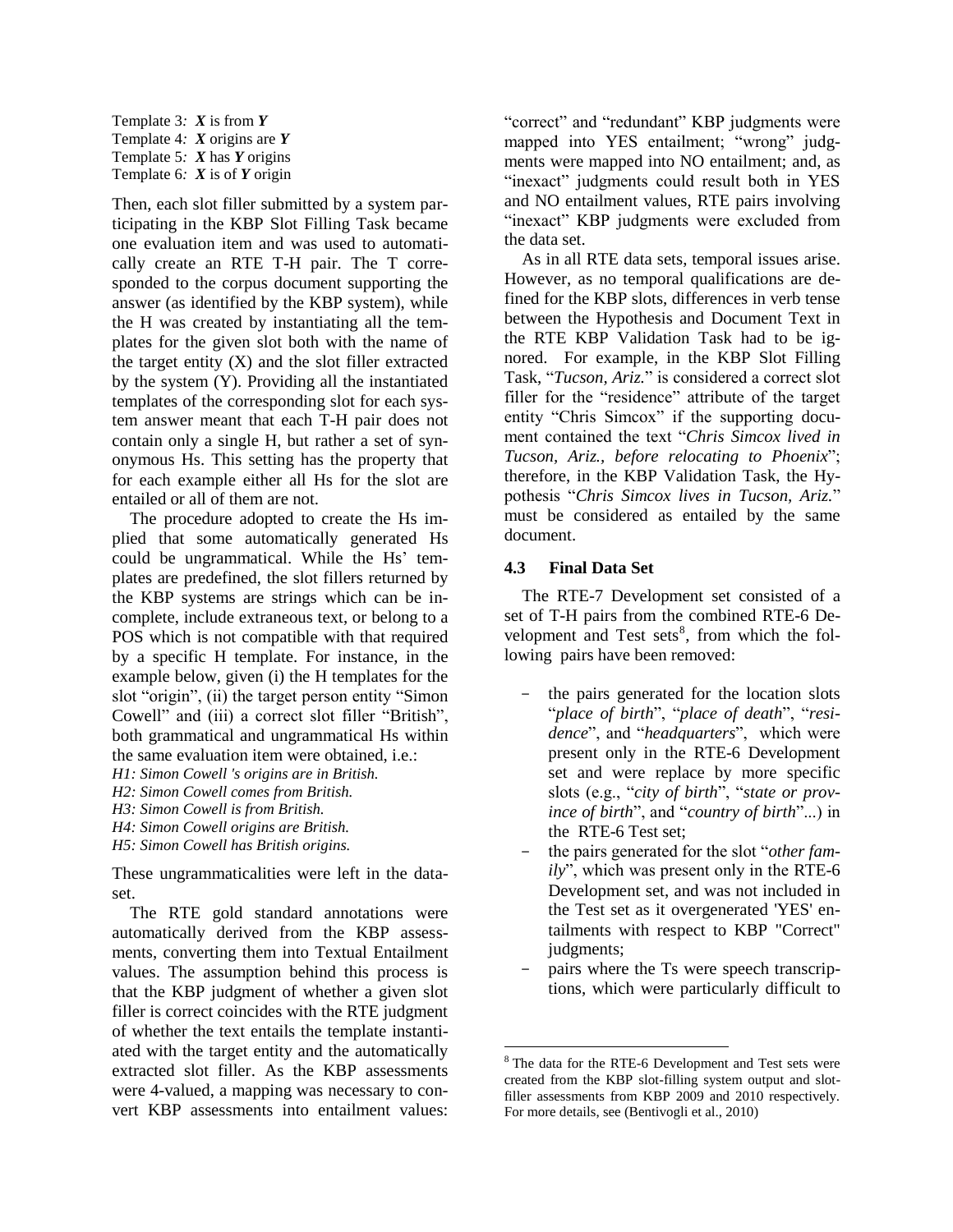Template 3*:* ***X*** is from ***Y***
Template 4*:* ***X*** origins are ***Y***
Template 5*:* ***X*** has ***Y*** origins
Template 6*:* ***X*** is of ***Y*** origin

Then, each slot filler submitted by a system participating in the KBP Slot Filling Task became one evaluation item and was used to automatically create an RTE T-H pair. The T corresponded to the corpus document supporting the answer (as identified by the KBP system), while the H was created by instantiating all the templates for the given slot both with the name of the target entity (X) and the slot filler extracted by the system (Y). Providing all the instantiated templates of the corresponding slot for each system answer meant that each T-H pair does not contain only a single H, but rather a set of synonymous Hs. This setting has the property that for each example either all Hs for the slot are entailed or all of them are not.

The procedure adopted to create the Hs implied that some automatically generated Hs could be ungrammatical. While the Hs' templates are predefined, the slot fillers returned by the KBP systems are strings which can be incomplete, include extraneous text, or belong to a POS which is not compatible with that required by a specific H template. For instance, in the example below, given (i) the H templates for the slot "origin", (ii) the target person entity "Simon Cowell" and (iii) a correct slot filler "British", both grammatical and ungrammatical Hs within the same evaluation item were obtained, i.e.:

*H1: Simon Cowell 's origins are in British.*
*H2: Simon Cowell comes from British.*
*H3: Simon Cowell is from British.*
*H4: Simon Cowell origins are British.*
*H5: Simon Cowell has British origins.*

These ungrammaticalities were left in the dataset.

The RTE gold standard annotations were automatically derived from the KBP assessments, converting them into Textual Entailment values. The assumption behind this process is that the KBP judgment of whether a given slot filler is correct coincides with the RTE judgment of whether the text entails the template instantiated with the target entity and the automatically extracted slot filler. As the KBP assessments were 4-valued, a mapping was necessary to convert KBP assessments into entailment values: "correct" and "redundant" KBP judgments were mapped into YES entailment; "wrong" judgments were mapped into NO entailment; and, as "inexact" judgments could result both in YES and NO entailment values, RTE pairs involving "inexact" KBP judgments were excluded from the data set.

As in all RTE data sets, temporal issues arise. However, as no temporal qualifications are defined for the KBP slots, differences in verb tense between the Hypothesis and Document Text in the RTE KBP Validation Task had to be ignored. For example, in the KBP Slot Filling Task, "*Tucson, Ariz.*" is considered a correct slot filler for the "residence" attribute of the target entity "Chris Simcox" if the supporting document contained the text "*Chris Simcox lived in Tucson, Ariz., before relocating to Phoenix*"; therefore, in the KBP Validation Task, the Hypothesis "*Chris Simcox lives in Tucson, Ariz.*" must be considered as entailed by the same document.

### 4.3 Final Data Set

The RTE-7 Development set consisted of a set of T-H pairs from the combined RTE-6 Development and Test sets[8], from which the following pairs have been removed:

- the pairs generated for the location slots "*place of birth*", "*place of death*", "*residence*", and "*headquarters*", which were present only in the RTE-6 Development set and were replace by more specific slots (e.g., "*city of birth*", "*state or province of birth*", and "*country of birth*"...) in the RTE-6 Test set;
- the pairs generated for the slot "*other family*", which was present only in the RTE-6 Development set, and was not included in the Test set as it overgenerated 'YES' entailments with respect to KBP "Correct" judgments;
- pairs where the Ts were speech transcriptions, which were particularly difficult to

[8] The data for the RTE-6 Development and Test sets were created from the KBP slot-filling system output and slot-filler assessments from KBP 2009 and 2010 respectively. For more details, see (Bentivogli et al., 2010)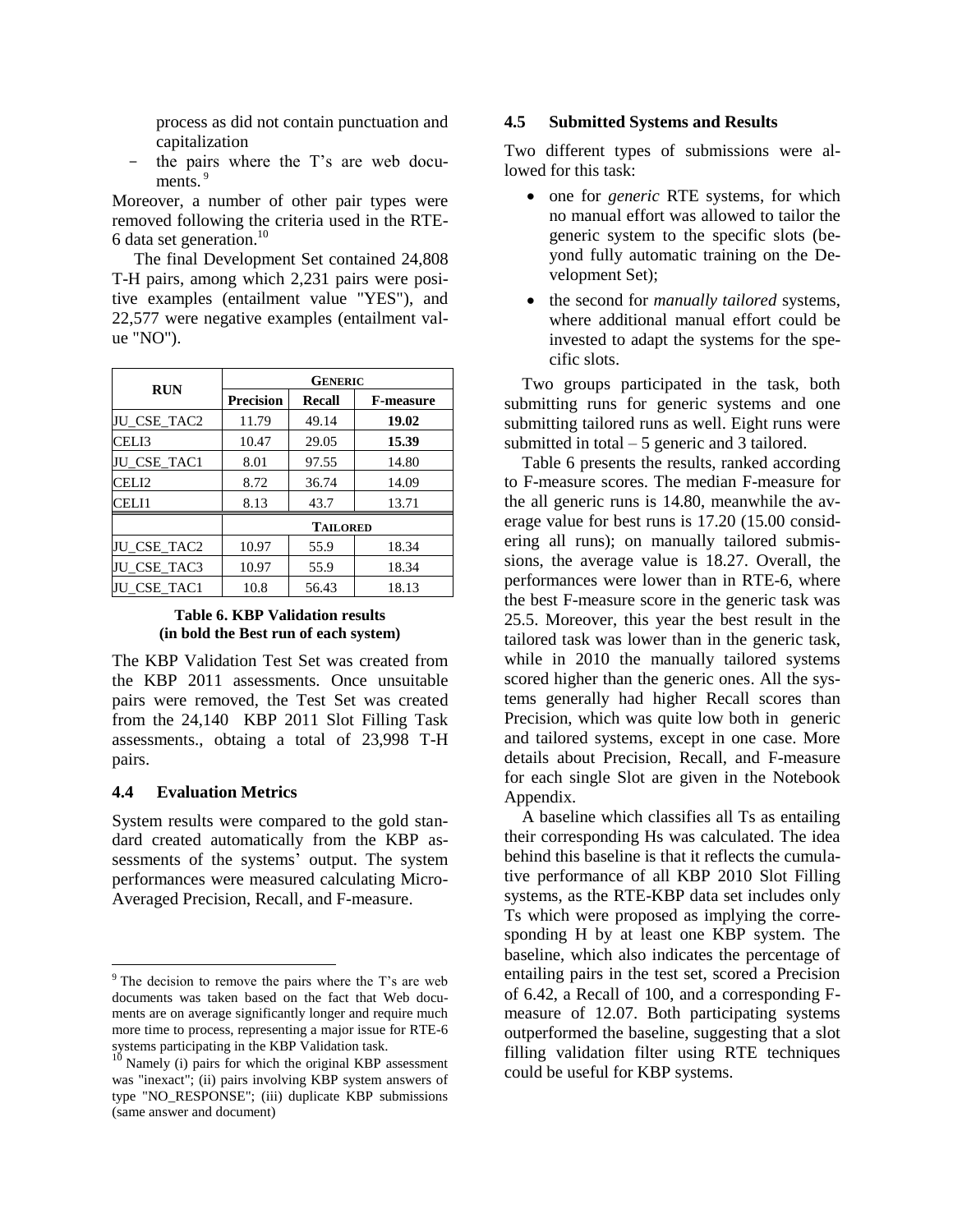process as did not contain punctuation and capitalization

- the pairs where the T's are web documents. [9]

Moreover, a number of other pair types were removed following the criteria used in the RTE-6 data set generation. [10]

The final Development Set contained 24,808 T-H pairs, among which 2,231 pairs were positive examples (entailment value "YES"), and 22,577 were negative examples (entailment value "NO").

| RUN | GENERIC | | |
|---|---|---|---|
| | Precision | Recall | F-measure |
| JU_CSE_TAC2 | 11.79 | 49.14 | **19.02** |
| CELI3 | 10.47 | 29.05 | **15.39** |
| JU_CSE_TAC1 | 8.01 | 97.55 | 14.80 |
| CELI2 | 8.72 | 36.74 | 14.09 |
| CELI1 | 8.13 | 43.7 | 13.71 |
| | TAILORED | | |
| JU_CSE_TAC2 | 10.97 | 55.9 | 18.34 |
| JU_CSE_TAC3 | 10.97 | 55.9 | 18.34 |
| JU_CSE_TAC1 | 10.8 | 56.43 | 18.13 |

**Table 6. KBP Validation results (in bold the Best run of each system)**

The KBP Validation Test Set was created from the KBP 2011 assessments. Once unsuitable pairs were removed, the Test Set was created from the 24,140 KBP 2011 Slot Filling Task assessments., obtaing a total of 23,998 T-H pairs.

### 4.4 Evaluation Metrics

System results were compared to the gold standard created automatically from the KBP assessments of the systems' output. The system performances were measured calculating Micro-Averaged Precision, Recall, and F-measure.

### 4.5 Submitted Systems and Results

Two different types of submissions were allowed for this task:

- one for *generic* RTE systems, for which no manual effort was allowed to tailor the generic system to the specific slots (beyond fully automatic training on the Development Set);
- the second for *manually tailored* systems, where additional manual effort could be invested to adapt the systems for the specific slots.

Two groups participated in the task, both submitting runs for generic systems and one submitting tailored runs as well. Eight runs were submitted in total – 5 generic and 3 tailored.

Table 6 presents the results, ranked according to F-measure scores. The median F-measure for the all generic runs is 14.80, meanwhile the average value for best runs is 17.20 (15.00 considering all runs); on manually tailored submissions, the average value is 18.27. Overall, the performances were lower than in RTE-6, where the best F-measure score in the generic task was 25.5. Moreover, this year the best result in the tailored task was lower than in the generic task, while in 2010 the manually tailored systems scored higher than the generic ones. All the systems generally had higher Recall scores than Precision, which was quite low both in generic and tailored systems, except in one case. More details about Precision, Recall, and F-measure for each single Slot are given in the Notebook Appendix.

A baseline which classifies all Ts as entailing their corresponding Hs was calculated. The idea behind this baseline is that it reflects the cumulative performance of all KBP 2010 Slot Filling systems, as the RTE-KBP data set includes only Ts which were proposed as implying the corresponding H by at least one KBP system. The baseline, which also indicates the percentage of entailing pairs in the test set, scored a Precision of 6.42, a Recall of 100, and a corresponding F-measure of 12.07. Both participating systems outperformed the baseline, suggesting that a slot filling validation filter using RTE techniques could be useful for KBP systems.

---

[9] The decision to remove the pairs where the T's are web documents was taken based on the fact that Web documents are on average significantly longer and require much more time to process, representing a major issue for RTE-6 systems participating in the KBP Validation task.

[10] Namely (i) pairs for which the original KBP assessment was "inexact"; (ii) pairs involving KBP system answers of type "NO_RESPONSE"; (iii) duplicate KBP submissions (same answer and document)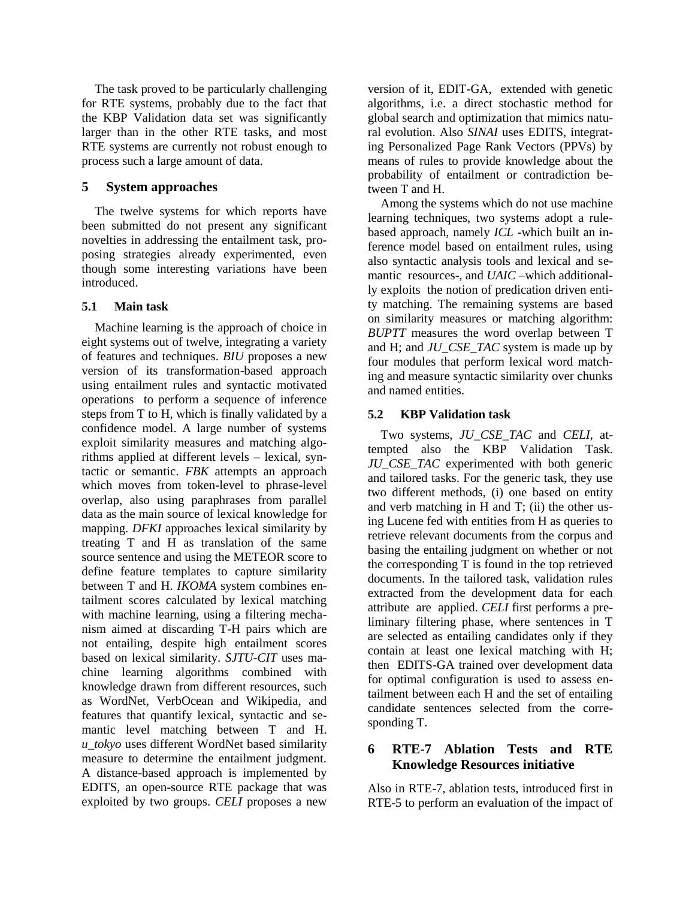The task proved to be particularly challenging for RTE systems, probably due to the fact that the KBP Validation data set was significantly larger than in the other RTE tasks, and most RTE systems are currently not robust enough to process such a large amount of data.

## 5 System approaches

The twelve systems for which reports have been submitted do not present any significant novelties in addressing the entailment task, proposing strategies already experimented, even though some interesting variations have been introduced.

### 5.1 Main task

Machine learning is the approach of choice in eight systems out of twelve, integrating a variety of features and techniques. *BIU* proposes a new version of its transformation-based approach using entailment rules and syntactic motivated operations to perform a sequence of inference steps from T to H, which is finally validated by a confidence model. A large number of systems exploit similarity measures and matching algorithms applied at different levels – lexical, syntactic or semantic. *FBK* attempts an approach which moves from token-level to phrase-level overlap, also using paraphrases from parallel data as the main source of lexical knowledge for mapping. *DFKI* approaches lexical similarity by treating T and H as translation of the same source sentence and using the METEOR score to define feature templates to capture similarity between T and H. *IKOMA* system combines entailment scores calculated by lexical matching with machine learning, using a filtering mechanism aimed at discarding T-H pairs which are not entailing, despite high entailment scores based on lexical similarity. *SJTU-CIT* uses machine learning algorithms combined with knowledge drawn from different resources, such as WordNet, VerbOcean and Wikipedia, and features that quantify lexical, syntactic and semantic level matching between T and H. *u_tokyo* uses different WordNet based similarity measure to determine the entailment judgment. A distance-based approach is implemented by EDITS, an open-source RTE package that was exploited by two groups. *CELI* proposes a new version of it, EDIT-GA, extended with genetic algorithms, i.e. a direct stochastic method for global search and optimization that mimics natural evolution. Also *SINAI* uses EDITS, integrating Personalized Page Rank Vectors (PPVs) by means of rules to provide knowledge about the probability of entailment or contradiction between T and H.

Among the systems which do not use machine learning techniques, two systems adopt a rule-based approach, namely *ICL* -which built an inference model based on entailment rules, using also syntactic analysis tools and lexical and semantic resources-, and *UAIC* –which additionally exploits the notion of predication driven entity matching. The remaining systems are based on similarity measures or matching algorithm: *BUPTT* measures the word overlap between T and H; and *JU_CSE_TAC* system is made up by four modules that perform lexical word matching and measure syntactic similarity over chunks and named entities.

### 5.2 KBP Validation task

Two systems, *JU_CSE_TAC* and *CELI*, attempted also the KBP Validation Task. *JU_CSE_TAC* experimented with both generic and tailored tasks. For the generic task, they use two different methods, (i) one based on entity and verb matching in H and T; (ii) the other using Lucene fed with entities from H as queries to retrieve relevant documents from the corpus and basing the entailing judgment on whether or not the corresponding T is found in the top retrieved documents. In the tailored task, validation rules extracted from the development data for each attribute are applied. *CELI* first performs a preliminary filtering phase, where sentences in T are selected as entailing candidates only if they contain at least one lexical matching with H; then EDITS-GA trained over development data for optimal configuration is used to assess entailment between each H and the set of entailing candidate sentences selected from the corresponding T.

## 6 RTE-7 Ablation Tests and RTE Knowledge Resources initiative

Also in RTE-7, ablation tests, introduced first in RTE-5 to perform an evaluation of the impact of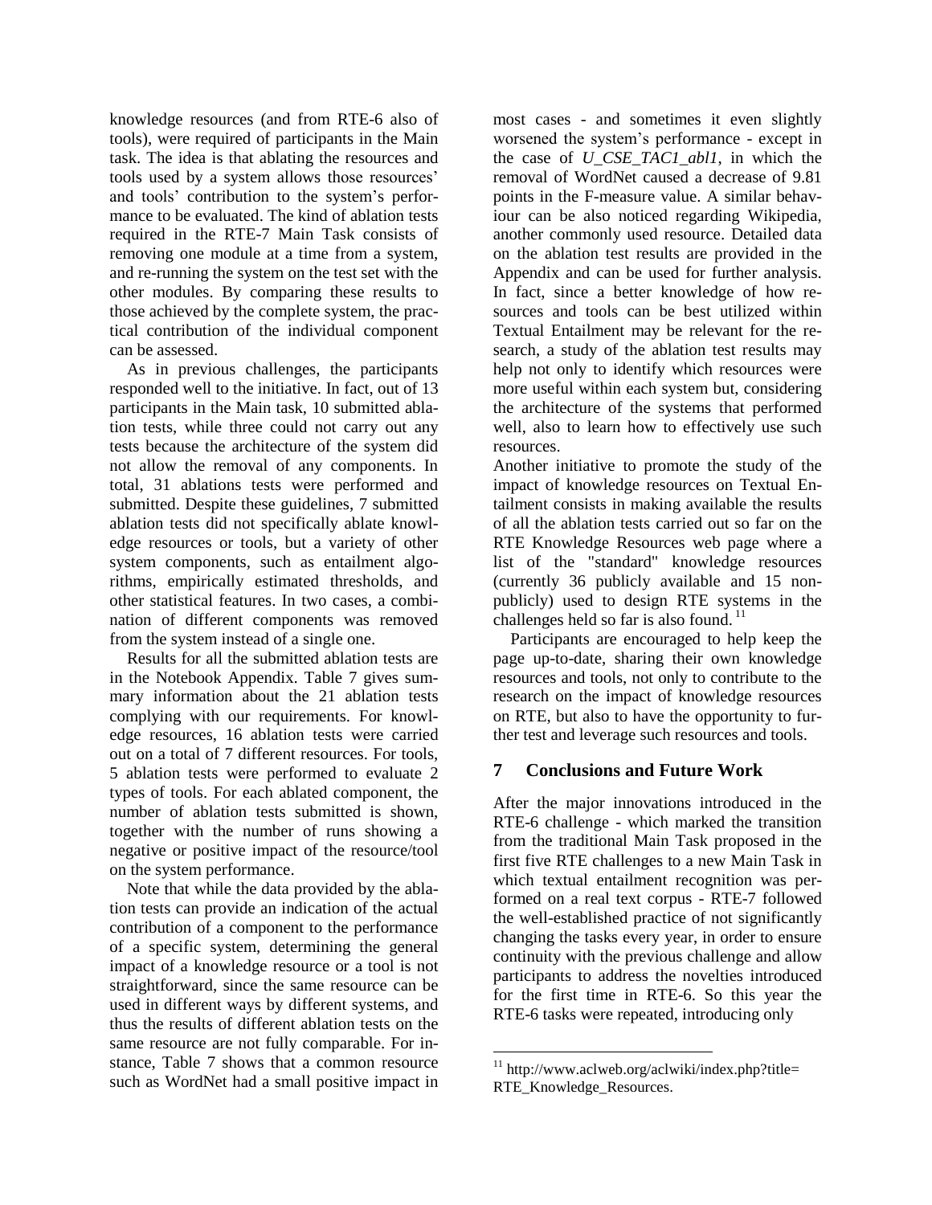knowledge resources (and from RTE-6 also of tools), were required of participants in the Main task. The idea is that ablating the resources and tools used by a system allows those resources' and tools' contribution to the system's performance to be evaluated. The kind of ablation tests required in the RTE-7 Main Task consists of removing one module at a time from a system, and re-running the system on the test set with the other modules. By comparing these results to those achieved by the complete system, the practical contribution of the individual component can be assessed.

As in previous challenges, the participants responded well to the initiative. In fact, out of 13 participants in the Main task, 10 submitted ablation tests, while three could not carry out any tests because the architecture of the system did not allow the removal of any components. In total, 31 ablations tests were performed and submitted. Despite these guidelines, 7 submitted ablation tests did not specifically ablate knowledge resources or tools, but a variety of other system components, such as entailment algorithms, empirically estimated thresholds, and other statistical features. In two cases, a combination of different components was removed from the system instead of a single one.

Results for all the submitted ablation tests are in the Notebook Appendix. Table 7 gives summary information about the 21 ablation tests complying with our requirements. For knowledge resources, 16 ablation tests were carried out on a total of 7 different resources. For tools, 5 ablation tests were performed to evaluate 2 types of tools. For each ablated component, the number of ablation tests submitted is shown, together with the number of runs showing a negative or positive impact of the resource/tool on the system performance.

Note that while the data provided by the ablation tests can provide an indication of the actual contribution of a component to the performance of a specific system, determining the general impact of a knowledge resource or a tool is not straightforward, since the same resource can be used in different ways by different systems, and thus the results of different ablation tests on the same resource are not fully comparable. For instance, Table 7 shows that a common resource such as WordNet had a small positive impact in most cases - and sometimes it even slightly worsened the system's performance - except in the case of *U_CSE_TAC1_abl1*, in which the removal of WordNet caused a decrease of 9.81 points in the F-measure value. A similar behaviour can be also noticed regarding Wikipedia, another commonly used resource. Detailed data on the ablation test results are provided in the Appendix and can be used for further analysis. In fact, since a better knowledge of how resources and tools can be best utilized within Textual Entailment may be relevant for the research, a study of the ablation test results may help not only to identify which resources were more useful within each system but, considering the architecture of the systems that performed well, also to learn how to effectively use such resources.

Another initiative to promote the study of the impact of knowledge resources on Textual Entailment consists in making available the results of all the ablation tests carried out so far on the RTE Knowledge Resources web page where a list of the "standard" knowledge resources (currently 36 publicly available and 15 non-publicly) used to design RTE systems in the challenges held so far is also found.[11]

Participants are encouraged to help keep the page up-to-date, sharing their own knowledge resources and tools, not only to contribute to the research on the impact of knowledge resources on RTE, but also to have the opportunity to further test and leverage such resources and tools.

## 7 Conclusions and Future Work

After the major innovations introduced in the RTE-6 challenge - which marked the transition from the traditional Main Task proposed in the first five RTE challenges to a new Main Task in which textual entailment recognition was performed on a real text corpus - RTE-7 followed the well-established practice of not significantly changing the tasks every year, in order to ensure continuity with the previous challenge and allow participants to address the novelties introduced for the first time in RTE-6. So this year the RTE-6 tasks were repeated, introducing only

[11] http://www.aclweb.org/aclwiki/index.php?title=RTE_Knowledge_Resources.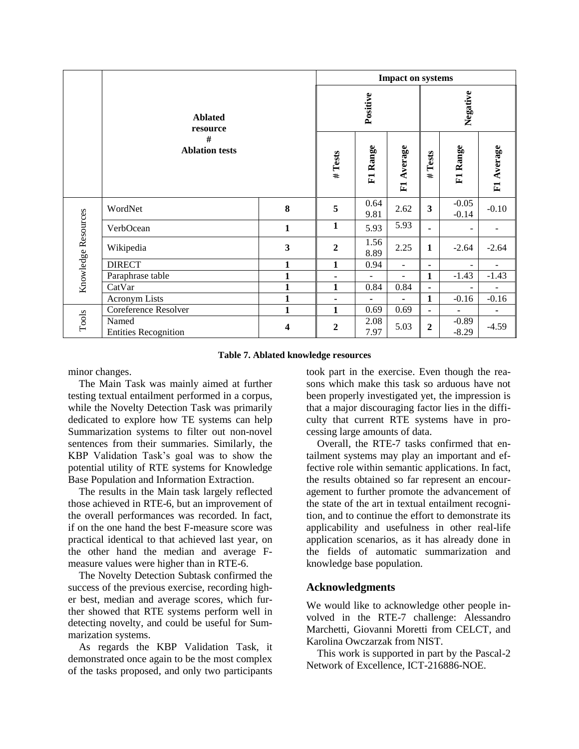| | Ablated resource | # Ablation tests | Impact on systems | | | | | |
|---|---|---|---|---|---|---|---|---|
| | | | Positive | | | Negative | | |
| | | | # Tests | F1 Range | F1 Average | # Tests | F1 Range | F1 Average |
| Knowledge Resources | WordNet | **8** | **5** | 0.64 9.81 | 2.62 | **3** | -0.05 -0.14 | -0.10 |
| | VerbOcean | **1** | **1** | 5.93 | 5.93 | - | - | - |
| | Wikipedia | **3** | **2** | 1.56 8.89 | 2.25 | **1** | -2.64 | -2.64 |
| | DIRECT | **1** | **1** | 0.94 | - | - | - | - |
| | Paraphrase table | **1** | - | - | - | **1** | -1.43 | -1.43 |
| | CatVar | **1** | **1** | 0.84 | 0.84 | - | - | - |
| | Acronym Lists | **1** | - | - | - | **1** | -0.16 | -0.16 |
| Tools | Coreference Resolver | **1** | **1** | 0.69 | 0.69 | - | - | - |
| | Named Entities Recognition | **4** | **2** | 2.08 7.97 | 5.03 | **2** | -0.89 -8.29 | -4.59 |

**Table 7. Ablated knowledge resources**

minor changes.

The Main Task was mainly aimed at further testing textual entailment performed in a corpus, while the Novelty Detection Task was primarily dedicated to explore how TE systems can help Summarization systems to filter out non-novel sentences from their summaries. Similarly, the KBP Validation Task's goal was to show the potential utility of RTE systems for Knowledge Base Population and Information Extraction.

The results in the Main task largely reflected those achieved in RTE-6, but an improvement of the overall performances was recorded. In fact, if on the one hand the best F-measure score was practical identical to that achieved last year, on the other hand the median and average F-measure values were higher than in RTE-6.

The Novelty Detection Subtask confirmed the success of the previous exercise, recording higher best, median and average scores, which further showed that RTE systems perform well in detecting novelty, and could be useful for Summarization systems.

As regards the KBP Validation Task, it demonstrated once again to be the most complex of the tasks proposed, and only two participants took part in the exercise. Even though the reasons which make this task so arduous have not been properly investigated yet, the impression is that a major discouraging factor lies in the difficulty that current RTE systems have in processing large amounts of data.

Overall, the RTE-7 tasks confirmed that entailment systems may play an important and effective role within semantic applications. In fact, the results obtained so far represent an encouragement to further promote the advancement of the state of the art in textual entailment recognition, and to continue the effort to demonstrate its applicability and usefulness in other real-life application scenarios, as it has already done in the fields of automatic summarization and knowledge base population.

## Acknowledgments

We would like to acknowledge other people involved in the RTE-7 challenge: Alessandro Marchetti, Giovanni Moretti from CELCT, and Karolina Owczarzak from NIST.

This work is supported in part by the Pascal-2 Network of Excellence, ICT-216886-NOE.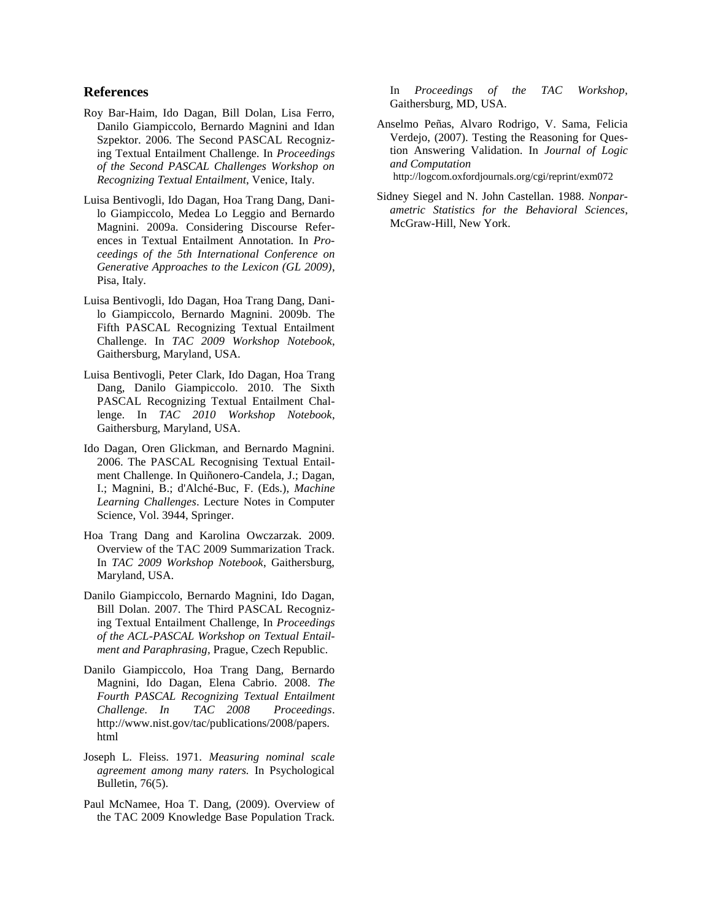## References

Roy Bar-Haim, Ido Dagan, Bill Dolan, Lisa Ferro, Danilo Giampiccolo, Bernardo Magnini and Idan Szpektor. 2006. The Second PASCAL Recognizing Textual Entailment Challenge. In *Proceedings of the Second PASCAL Challenges Workshop on Recognizing Textual Entailment*, Venice, Italy.

Luisa Bentivogli, Ido Dagan, Hoa Trang Dang, Danilo Giampiccolo, Medea Lo Leggio and Bernardo Magnini. 2009a. Considering Discourse References in Textual Entailment Annotation. In *Proceedings of the 5th International Conference on Generative Approaches to the Lexicon (GL 2009)*, Pisa, Italy.

Luisa Bentivogli, Ido Dagan, Hoa Trang Dang, Danilo Giampiccolo, Bernardo Magnini. 2009b. The Fifth PASCAL Recognizing Textual Entailment Challenge. In *TAC 2009 Workshop Notebook*, Gaithersburg, Maryland, USA.

Luisa Bentivogli, Peter Clark, Ido Dagan, Hoa Trang Dang, Danilo Giampiccolo. 2010. The Sixth PASCAL Recognizing Textual Entailment Challenge. In *TAC 2010 Workshop Notebook*, Gaithersburg, Maryland, USA.

Ido Dagan, Oren Glickman, and Bernardo Magnini. 2006. The PASCAL Recognising Textual Entailment Challenge. In Quiñonero-Candela, J.; Dagan, I.; Magnini, B.; d'Alché-Buc, F. (Eds.), *Machine Learning Challenges*. Lecture Notes in Computer Science, Vol. 3944, Springer.

Hoa Trang Dang and Karolina Owczarzak. 2009. Overview of the TAC 2009 Summarization Track. In *TAC 2009 Workshop Notebook*, Gaithersburg, Maryland, USA.

Danilo Giampiccolo, Bernardo Magnini, Ido Dagan, Bill Dolan. 2007. The Third PASCAL Recognizing Textual Entailment Challenge, In *Proceedings of the ACL-PASCAL Workshop on Textual Entailment and Paraphrasing*, Prague, Czech Republic.

Danilo Giampiccolo, Hoa Trang Dang, Bernardo Magnini, Ido Dagan, Elena Cabrio. 2008. *The Fourth PASCAL Recognizing Textual Entailment Challenge. In TAC 2008 Proceedings*. http://www.nist.gov/tac/publications/2008/papers.html

Joseph L. Fleiss. 1971. *Measuring nominal scale agreement among many raters.* In Psychological Bulletin, 76(5).

Paul McNamee, Hoa T. Dang, (2009). Overview of the TAC 2009 Knowledge Base Population Track. In *Proceedings of the TAC Workshop*, Gaithersburg, MD, USA.

Anselmo Peñas, Alvaro Rodrigo, V. Sama, Felicia Verdejo, (2007). Testing the Reasoning for Question Answering Validation. In *Journal of Logic and Computation* http://logcom.oxfordjournals.org/cgi/reprint/exm072

Sidney Siegel and N. John Castellan. 1988. *Nonparametric Statistics for the Behavioral Sciences*, McGraw-Hill, New York.